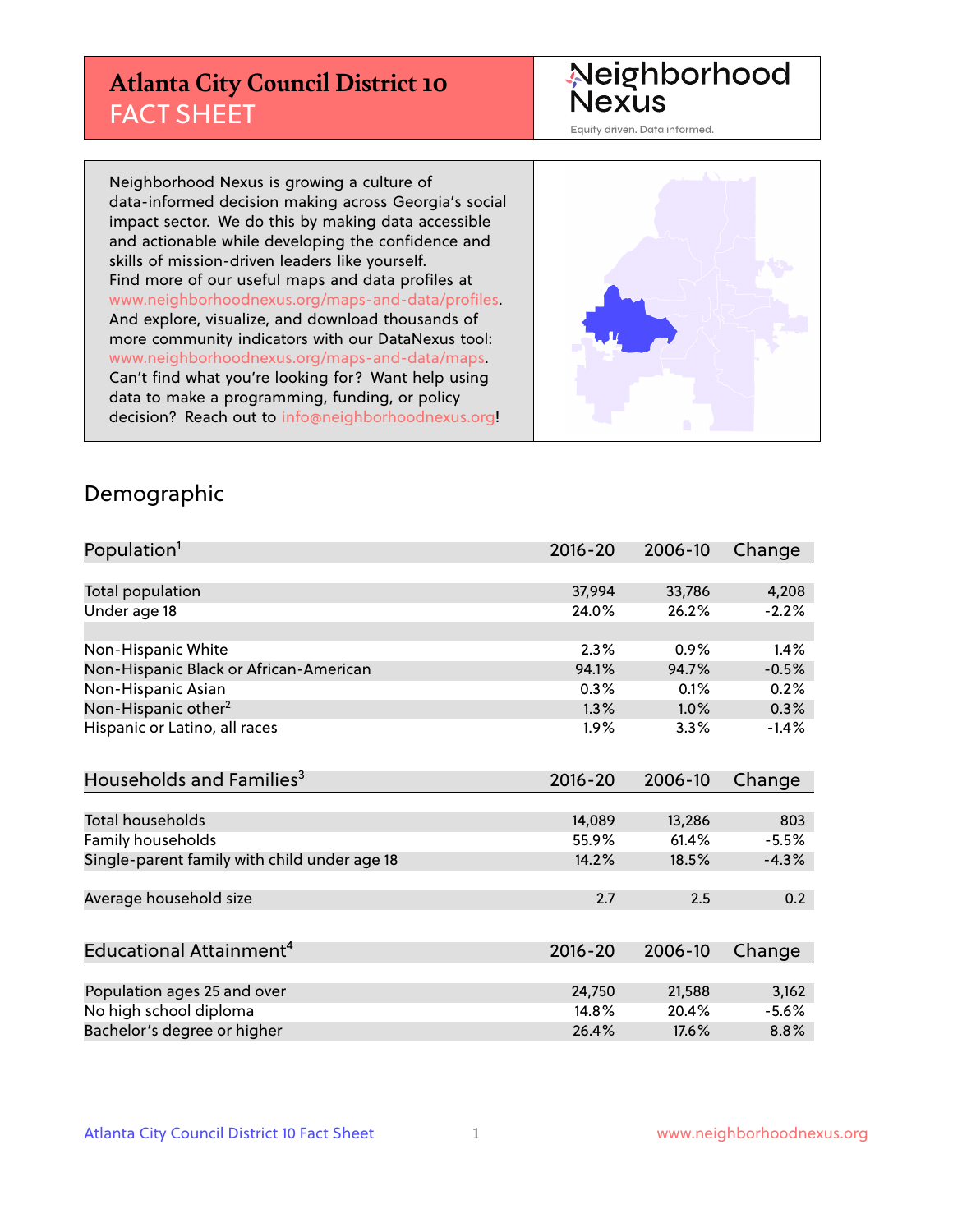# Atlanta City Council District 10 FACT SHEET

Neighborhood Nexus
Equity driven. Data informed.

Neighborhood Nexus is growing a culture of data-informed decision making across Georgia's social impact sector. We do this by making data accessible and actionable while developing the confidence and skills of mission-driven leaders like yourself. Find more of our useful maps and data profiles at www.neighborhoodnexus.org/maps-and-data/profiles. And explore, visualize, and download thousands of more community indicators with our DataNexus tool: www.neighborhoodnexus.org/maps-and-data/maps. Can't find what you're looking for? Want help using data to make a programming, funding, or policy decision? Reach out to info@neighborhoodnexus.org!

## Demographic

| Population[1] | 2016-20 | 2006-10 | Change |
|---|---|---|---|
| Total population | 37,994 | 33,786 | 4,208 |
| Under age 18 | 24.0% | 26.2% | -2.2% |
| | | | |
| Non-Hispanic White | 2.3% | 0.9% | 1.4% |
| Non-Hispanic Black or African-American | 94.1% | 94.7% | -0.5% |
| Non-Hispanic Asian | 0.3% | 0.1% | 0.2% |
| Non-Hispanic other[2] | 1.3% | 1.0% | 0.3% |
| Hispanic or Latino, all races | 1.9% | 3.3% | -1.4% |

| Households and Families[3] | 2016-20 | 2006-10 | Change |
|---|---|---|---|
| Total households | 14,089 | 13,286 | 803 |
| Family households | 55.9% | 61.4% | -5.5% |
| Single-parent family with child under age 18 | 14.2% | 18.5% | -4.3% |
| | | | |
| Average household size | 2.7 | 2.5 | 0.2 |

| Educational Attainment[4] | 2016-20 | 2006-10 | Change |
|---|---|---|---|
| Population ages 25 and over | 24,750 | 21,588 | 3,162 |
| No high school diploma | 14.8% | 20.4% | -5.6% |
| Bachelor's degree or higher | 26.4% | 17.6% | 8.8% |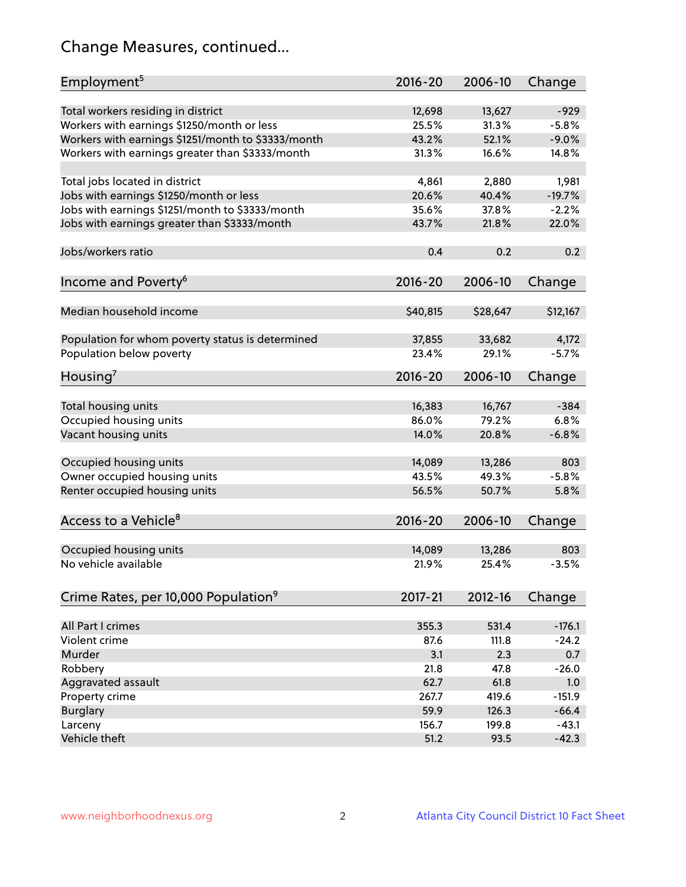## Change Measures, continued...

| Employment[5] | 2016-20 | 2006-10 | Change |
|---|---|---|---|
| Total workers residing in district | 12,698 | 13,627 | -929 |
| Workers with earnings $1250/month or less | 25.5% | 31.3% | -5.8% |
| Workers with earnings $1251/month to $3333/month | 43.2% | 52.1% | -9.0% |
| Workers with earnings greater than $3333/month | 31.3% | 16.6% | 14.8% |
| | | | |
| Total jobs located in district | 4,861 | 2,880 | 1,981 |
| Jobs with earnings $1250/month or less | 20.6% | 40.4% | -19.7% |
| Jobs with earnings $1251/month to $3333/month | 35.6% | 37.8% | -2.2% |
| Jobs with earnings greater than $3333/month | 43.7% | 21.8% | 22.0% |
| | | | |
| Jobs/workers ratio | 0.4 | 0.2 | 0.2 |

| Income and Poverty[6] | 2016-20 | 2006-10 | Change |
|---|---|---|---|
| Median household income | $40,815 | $28,647 | $12,167 |
| | | | |
| Population for whom poverty status is determined | 37,855 | 33,682 | 4,172 |
| Population below poverty | 23.4% | 29.1% | -5.7% |

| Housing[7] | 2016-20 | 2006-10 | Change |
|---|---|---|---|
| Total housing units | 16,383 | 16,767 | -384 |
| Occupied housing units | 86.0% | 79.2% | 6.8% |
| Vacant housing units | 14.0% | 20.8% | -6.8% |
| | | | |
| Occupied housing units | 14,089 | 13,286 | 803 |
| Owner occupied housing units | 43.5% | 49.3% | -5.8% |
| Renter occupied housing units | 56.5% | 50.7% | 5.8% |

| Access to a Vehicle[8] | 2016-20 | 2006-10 | Change |
|---|---|---|---|
| Occupied housing units | 14,089 | 13,286 | 803 |
| No vehicle available | 21.9% | 25.4% | -3.5% |

| Crime Rates, per 10,000 Population[9] | 2017-21 | 2012-16 | Change |
|---|---|---|---|
| All Part I crimes | 355.3 | 531.4 | -176.1 |
| Violent crime | 87.6 | 111.8 | -24.2 |
| Murder | 3.1 | 2.3 | 0.7 |
| Robbery | 21.8 | 47.8 | -26.0 |
| Aggravated assault | 62.7 | 61.8 | 1.0 |
| Property crime | 267.7 | 419.6 | -151.9 |
| Burglary | 59.9 | 126.3 | -66.4 |
| Larceny | 156.7 | 199.8 | -43.1 |
| Vehicle theft | 51.2 | 93.5 | -42.3 |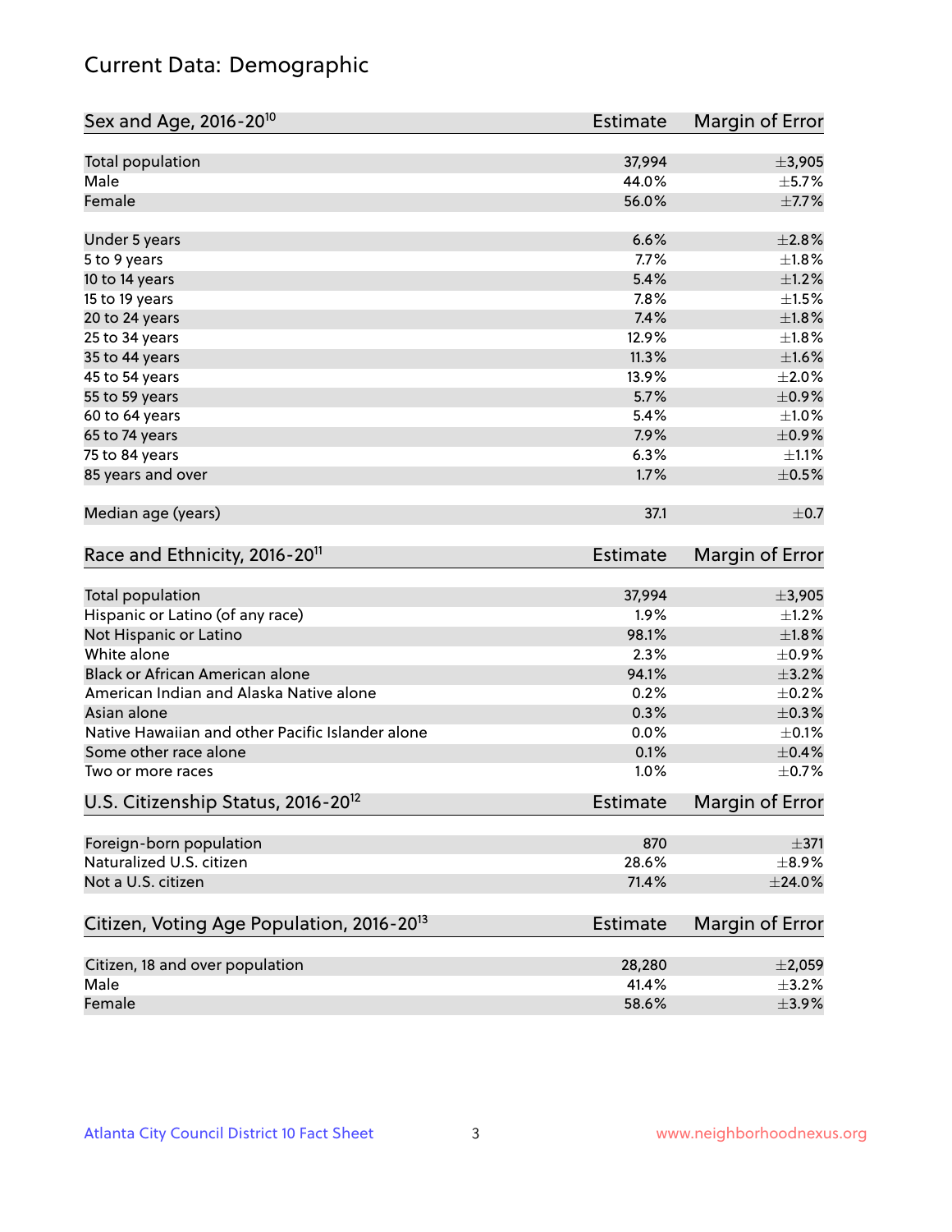# Current Data: Demographic

| Sex and Age, 2016-20[10] | Estimate | Margin of Error |
| --- | --- | --- |
| Total population | 37,994 | ±3,905 |
| Male | 44.0% | ±5.7% |
| Female | 56.0% | ±7.7% |
| Under 5 years | 6.6% | ±2.8% |
| 5 to 9 years | 7.7% | ±1.8% |
| 10 to 14 years | 5.4% | ±1.2% |
| 15 to 19 years | 7.8% | ±1.5% |
| 20 to 24 years | 7.4% | ±1.8% |
| 25 to 34 years | 12.9% | ±1.8% |
| 35 to 44 years | 11.3% | ±1.6% |
| 45 to 54 years | 13.9% | ±2.0% |
| 55 to 59 years | 5.7% | ±0.9% |
| 60 to 64 years | 5.4% | ±1.0% |
| 65 to 74 years | 7.9% | ±0.9% |
| 75 to 84 years | 6.3% | ±1.1% |
| 85 years and over | 1.7% | ±0.5% |
| Median age (years) | 37.1 | ±0.7 |

| Race and Ethnicity, 2016-20[11] | Estimate | Margin of Error |
| --- | --- | --- |
| Total population | 37,994 | ±3,905 |
| Hispanic or Latino (of any race) | 1.9% | ±1.2% |
| Not Hispanic or Latino | 98.1% | ±1.8% |
| White alone | 2.3% | ±0.9% |
| Black or African American alone | 94.1% | ±3.2% |
| American Indian and Alaska Native alone | 0.2% | ±0.2% |
| Asian alone | 0.3% | ±0.3% |
| Native Hawaiian and other Pacific Islander alone | 0.0% | ±0.1% |
| Some other race alone | 0.1% | ±0.4% |
| Two or more races | 1.0% | ±0.7% |

| U.S. Citizenship Status, 2016-20[12] | Estimate | Margin of Error |
| --- | --- | --- |
| Foreign-born population | 870 | ±371 |
| Naturalized U.S. citizen | 28.6% | ±8.9% |
| Not a U.S. citizen | 71.4% | ±24.0% |

| Citizen, Voting Age Population, 2016-20[13] | Estimate | Margin of Error |
| --- | --- | --- |
| Citizen, 18 and over population | 28,280 | ±2,059 |
| Male | 41.4% | ±3.2% |
| Female | 58.6% | ±3.9% |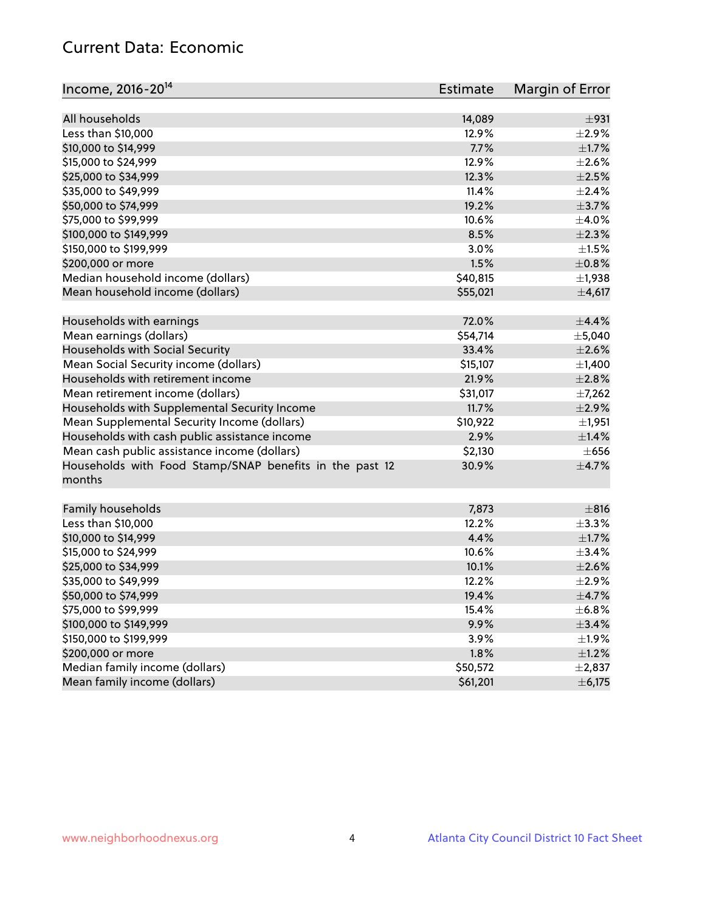## Current Data: Economic

| Income, 2016-20[14] | Estimate | Margin of Error |
|---|---|---|
| All households | 14,089 | ±931 |
| Less than $10,000 | 12.9% | ±2.9% |
| $10,000 to $14,999 | 7.7% | ±1.7% |
| $15,000 to $24,999 | 12.9% | ±2.6% |
| $25,000 to $34,999 | 12.3% | ±2.5% |
| $35,000 to $49,999 | 11.4% | ±2.4% |
| $50,000 to $74,999 | 19.2% | ±3.7% |
| $75,000 to $99,999 | 10.6% | ±4.0% |
| $100,000 to $149,999 | 8.5% | ±2.3% |
| $150,000 to $199,999 | 3.0% | ±1.5% |
| $200,000 or more | 1.5% | ±0.8% |
| Median household income (dollars) | $40,815 | ±1,938 |
| Mean household income (dollars) | $55,021 | ±4,617 |
| | | |
| Households with earnings | 72.0% | ±4.4% |
| Mean earnings (dollars) | $54,714 | ±5,040 |
| Households with Social Security | 33.4% | ±2.6% |
| Mean Social Security income (dollars) | $15,107 | ±1,400 |
| Households with retirement income | 21.9% | ±2.8% |
| Mean retirement income (dollars) | $31,017 | ±7,262 |
| Households with Supplemental Security Income | 11.7% | ±2.9% |
| Mean Supplemental Security Income (dollars) | $10,922 | ±1,951 |
| Households with cash public assistance income | 2.9% | ±1.4% |
| Mean cash public assistance income (dollars) | $2,130 | ±656 |
| Households with Food Stamp/SNAP benefits in the past 12 months | 30.9% | ±4.7% |
| | | |
| Family households | 7,873 | ±816 |
| Less than $10,000 | 12.2% | ±3.3% |
| $10,000 to $14,999 | 4.4% | ±1.7% |
| $15,000 to $24,999 | 10.6% | ±3.4% |
| $25,000 to $34,999 | 10.1% | ±2.6% |
| $35,000 to $49,999 | 12.2% | ±2.9% |
| $50,000 to $74,999 | 19.4% | ±4.7% |
| $75,000 to $99,999 | 15.4% | ±6.8% |
| $100,000 to $149,999 | 9.9% | ±3.4% |
| $150,000 to $199,999 | 3.9% | ±1.9% |
| $200,000 or more | 1.8% | ±1.2% |
| Median family income (dollars) | $50,572 | ±2,837 |
| Mean family income (dollars) | $61,201 | ±6,175 |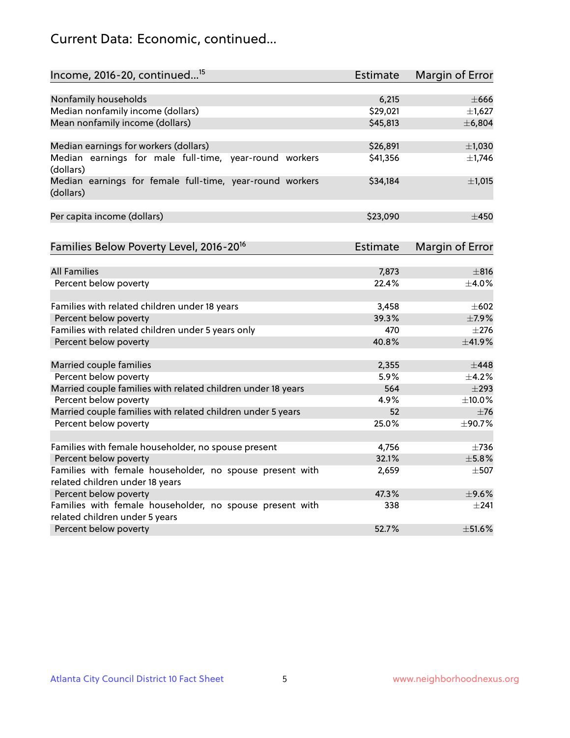# Current Data: Economic, continued...

| Income, 2016-20, continued...[15] | Estimate | Margin of Error |
|---|---|---|
| Nonfamily households | 6,215 | ±666 |
| Median nonfamily income (dollars) | $29,021 | ±1,627 |
| Mean nonfamily income (dollars) | $45,813 | ±6,804 |
| Median earnings for workers (dollars) | $26,891 | ±1,030 |
| Median earnings for male full-time, year-round workers (dollars) | $41,356 | ±1,746 |
| Median earnings for female full-time, year-round workers (dollars) | $34,184 | ±1,015 |
| Per capita income (dollars) | $23,090 | ±450 |

| Families Below Poverty Level, 2016-20[16] | Estimate | Margin of Error |
|---|---|---|
| All Families | 7,873 | ±816 |
| Percent below poverty | 22.4% | ±4.0% |
| Families with related children under 18 years | 3,458 | ±602 |
| Percent below poverty | 39.3% | ±7.9% |
| Families with related children under 5 years only | 470 | ±276 |
| Percent below poverty | 40.8% | ±41.9% |
| Married couple families | 2,355 | ±448 |
| Percent below poverty | 5.9% | ±4.2% |
| Married couple families with related children under 18 years | 564 | ±293 |
| Percent below poverty | 4.9% | ±10.0% |
| Married couple families with related children under 5 years | 52 | ±76 |
| Percent below poverty | 25.0% | ±90.7% |
| Families with female householder, no spouse present | 4,756 | ±736 |
| Percent below poverty | 32.1% | ±5.8% |
| Families with female householder, no spouse present with related children under 18 years | 2,659 | ±507 |
| Percent below poverty | 47.3% | ±9.6% |
| Families with female householder, no spouse present with related children under 5 years | 338 | ±241 |
| Percent below poverty | 52.7% | ±51.6% |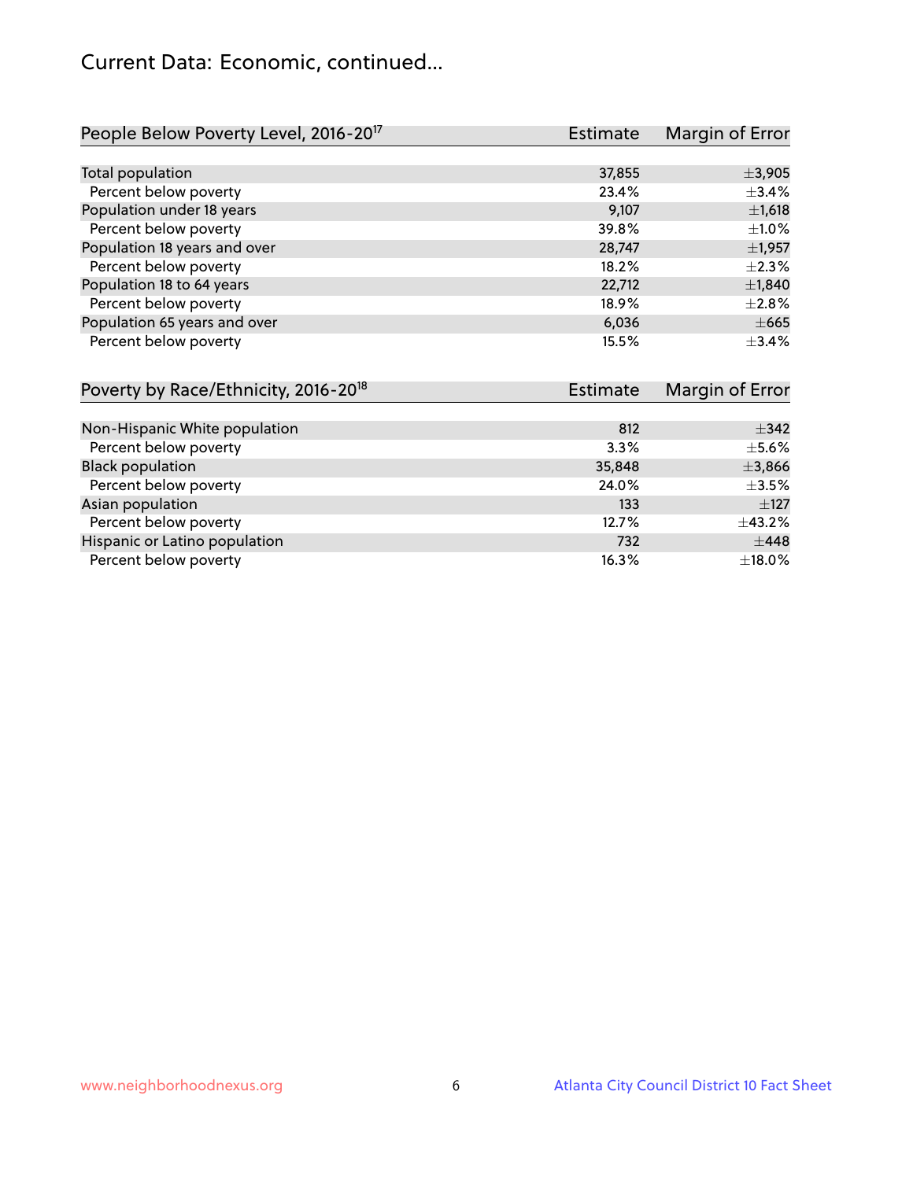# Current Data: Economic, continued...

| People Below Poverty Level, 2016-20[17] | Estimate | Margin of Error |
|---|---|---|
| Total population | 37,855 | ±3,905 |
| Percent below poverty | 23.4% | ±3.4% |
| Population under 18 years | 9,107 | ±1,618 |
| Percent below poverty | 39.8% | ±1.0% |
| Population 18 years and over | 28,747 | ±1,957 |
| Percent below poverty | 18.2% | ±2.3% |
| Population 18 to 64 years | 22,712 | ±1,840 |
| Percent below poverty | 18.9% | ±2.8% |
| Population 65 years and over | 6,036 | ±665 |
| Percent below poverty | 15.5% | ±3.4% |

| Poverty by Race/Ethnicity, 2016-20[18] | Estimate | Margin of Error |
|---|---|---|
| Non-Hispanic White population | 812 | ±342 |
| Percent below poverty | 3.3% | ±5.6% |
| Black population | 35,848 | ±3,866 |
| Percent below poverty | 24.0% | ±3.5% |
| Asian population | 133 | ±127 |
| Percent below poverty | 12.7% | ±43.2% |
| Hispanic or Latino population | 732 | ±448 |
| Percent below poverty | 16.3% | ±18.0% |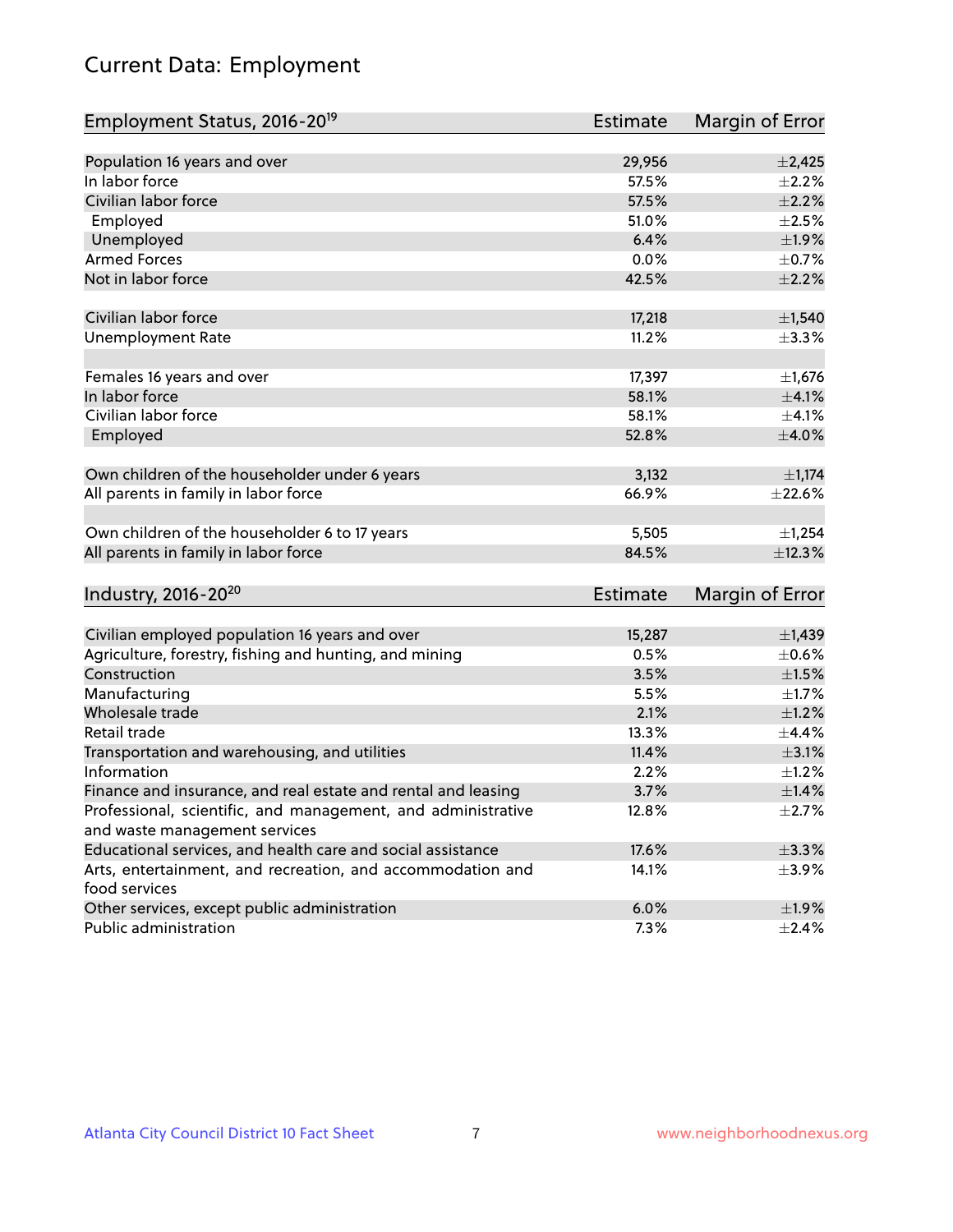# Current Data: Employment

| Employment Status, 2016-20[19] | Estimate | Margin of Error |
|---|---|---|
| Population 16 years and over | 29,956 | ±2,425 |
| In labor force | 57.5% | ±2.2% |
| Civilian labor force | 57.5% | ±2.2% |
| Employed | 51.0% | ±2.5% |
| Unemployed | 6.4% | ±1.9% |
| Armed Forces | 0.0% | ±0.7% |
| Not in labor force | 42.5% | ±2.2% |
| | | |
| Civilian labor force | 17,218 | ±1,540 |
| Unemployment Rate | 11.2% | ±3.3% |
| | | |
| Females 16 years and over | 17,397 | ±1,676 |
| In labor force | 58.1% | ±4.1% |
| Civilian labor force | 58.1% | ±4.1% |
| Employed | 52.8% | ±4.0% |
| | | |
| Own children of the householder under 6 years | 3,132 | ±1,174 |
| All parents in family in labor force | 66.9% | ±22.6% |
| | | |
| Own children of the householder 6 to 17 years | 5,505 | ±1,254 |
| All parents in family in labor force | 84.5% | ±12.3% |

| Industry, 2016-20[20] | Estimate | Margin of Error |
|---|---|---|
| Civilian employed population 16 years and over | 15,287 | ±1,439 |
| Agriculture, forestry, fishing and hunting, and mining | 0.5% | ±0.6% |
| Construction | 3.5% | ±1.5% |
| Manufacturing | 5.5% | ±1.7% |
| Wholesale trade | 2.1% | ±1.2% |
| Retail trade | 13.3% | ±4.4% |
| Transportation and warehousing, and utilities | 11.4% | ±3.1% |
| Information | 2.2% | ±1.2% |
| Finance and insurance, and real estate and rental and leasing | 3.7% | ±1.4% |
| Professional, scientific, and management, and administrative and waste management services | 12.8% | ±2.7% |
| Educational services, and health care and social assistance | 17.6% | ±3.3% |
| Arts, entertainment, and recreation, and accommodation and food services | 14.1% | ±3.9% |
| Other services, except public administration | 6.0% | ±1.9% |
| Public administration | 7.3% | ±2.4% |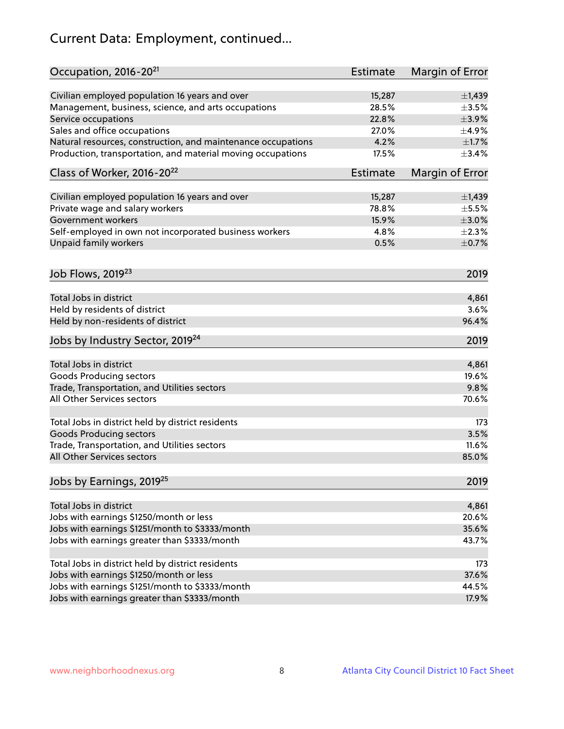# Current Data: Employment, continued...

| Occupation, 2016-20[21] | Estimate | Margin of Error |
|---|---|---|
| Civilian employed population 16 years and over | 15,287 | ±1,439 |
| Management, business, science, and arts occupations | 28.5% | ±3.5% |
| Service occupations | 22.8% | ±3.9% |
| Sales and office occupations | 27.0% | ±4.9% |
| Natural resources, construction, and maintenance occupations | 4.2% | ±1.7% |
| Production, transportation, and material moving occupations | 17.5% | ±3.4% |

| Class of Worker, 2016-20[22] | Estimate | Margin of Error |
|---|---|---|
| Civilian employed population 16 years and over | 15,287 | ±1,439 |
| Private wage and salary workers | 78.8% | ±5.5% |
| Government workers | 15.9% | ±3.0% |
| Self-employed in own not incorporated business workers | 4.8% | ±2.3% |
| Unpaid family workers | 0.5% | ±0.7% |

| Job Flows, 2019[23] | 2019 |
|---|---|
| Total Jobs in district | 4,861 |
| Held by residents of district | 3.6% |
| Held by non-residents of district | 96.4% |

| Jobs by Industry Sector, 2019[24] | 2019 |
|---|---|
| Total Jobs in district | 4,861 |
| Goods Producing sectors | 19.6% |
| Trade, Transportation, and Utilities sectors | 9.8% |
| All Other Services sectors | 70.6% |
| | |
| Total Jobs in district held by district residents | 173 |
| Goods Producing sectors | 3.5% |
| Trade, Transportation, and Utilities sectors | 11.6% |
| All Other Services sectors | 85.0% |

| Jobs by Earnings, 2019[25] | 2019 |
|---|---|
| Total Jobs in district | 4,861 |
| Jobs with earnings $1250/month or less | 20.6% |
| Jobs with earnings $1251/month to $3333/month | 35.6% |
| Jobs with earnings greater than $3333/month | 43.7% |
| | |
| Total Jobs in district held by district residents | 173 |
| Jobs with earnings $1250/month or less | 37.6% |
| Jobs with earnings $1251/month to $3333/month | 44.5% |
| Jobs with earnings greater than $3333/month | 17.9% |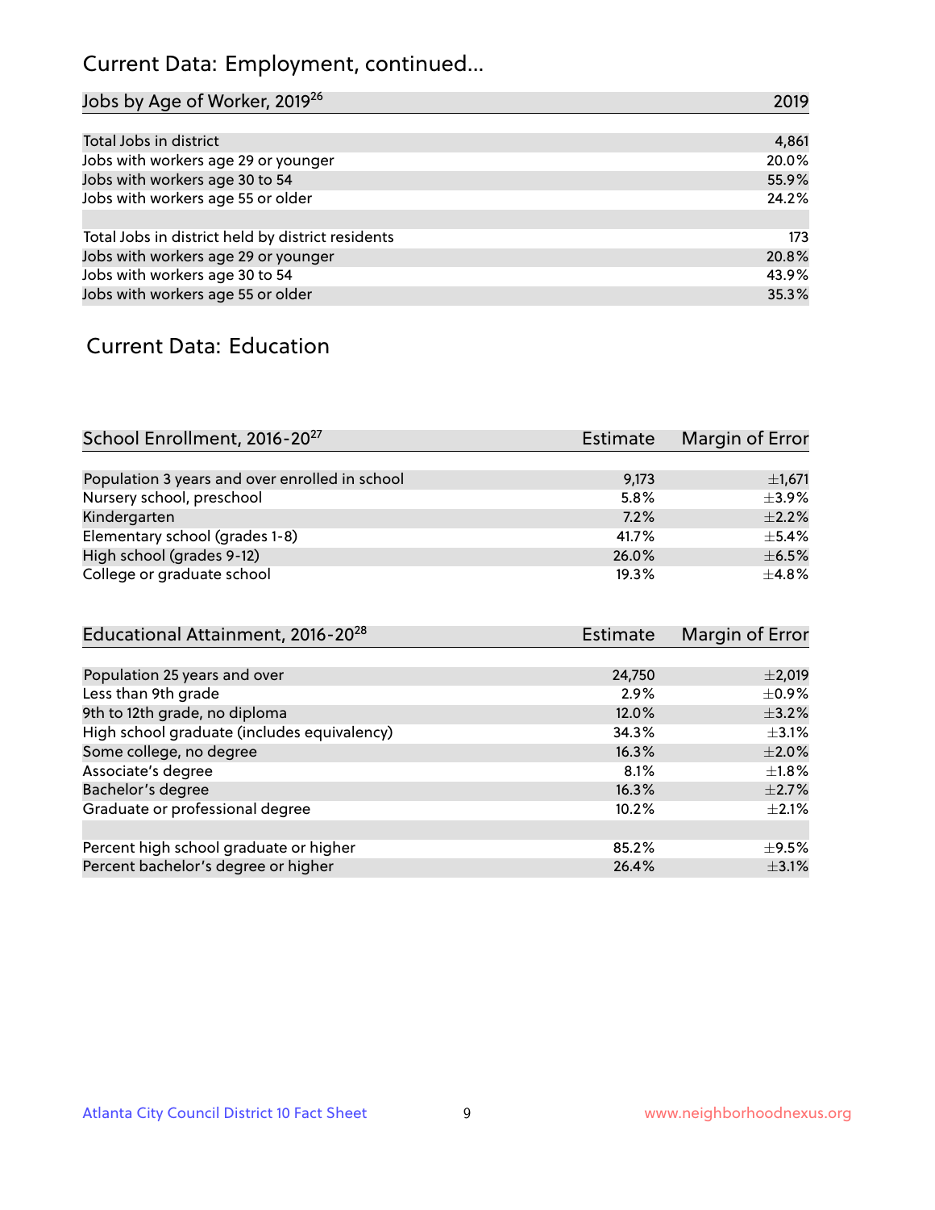# Current Data: Employment, continued...

| Jobs by Age of Worker, 2019[26] | 2019 |
|---|---|
| Total Jobs in district | 4,861 |
| Jobs with workers age 29 or younger | 20.0% |
| Jobs with workers age 30 to 54 | 55.9% |
| Jobs with workers age 55 or older | 24.2% |
| | |
| Total Jobs in district held by district residents | 173 |
| Jobs with workers age 29 or younger | 20.8% |
| Jobs with workers age 30 to 54 | 43.9% |
| Jobs with workers age 55 or older | 35.3% |

# Current Data: Education

| School Enrollment, 2016-20[27] | Estimate | Margin of Error |
|---|---|---|
| Population 3 years and over enrolled in school | 9,173 | ±1,671 |
| Nursery school, preschool | 5.8% | ±3.9% |
| Kindergarten | 7.2% | ±2.2% |
| Elementary school (grades 1-8) | 41.7% | ±5.4% |
| High school (grades 9-12) | 26.0% | ±6.5% |
| College or graduate school | 19.3% | ±4.8% |

| Educational Attainment, 2016-20[28] | Estimate | Margin of Error |
|---|---|---|
| Population 25 years and over | 24,750 | ±2,019 |
| Less than 9th grade | 2.9% | ±0.9% |
| 9th to 12th grade, no diploma | 12.0% | ±3.2% |
| High school graduate (includes equivalency) | 34.3% | ±3.1% |
| Some college, no degree | 16.3% | ±2.0% |
| Associate's degree | 8.1% | ±1.8% |
| Bachelor's degree | 16.3% | ±2.7% |
| Graduate or professional degree | 10.2% | ±2.1% |
| | | |
| Percent high school graduate or higher | 85.2% | ±9.5% |
| Percent bachelor's degree or higher | 26.4% | ±3.1% |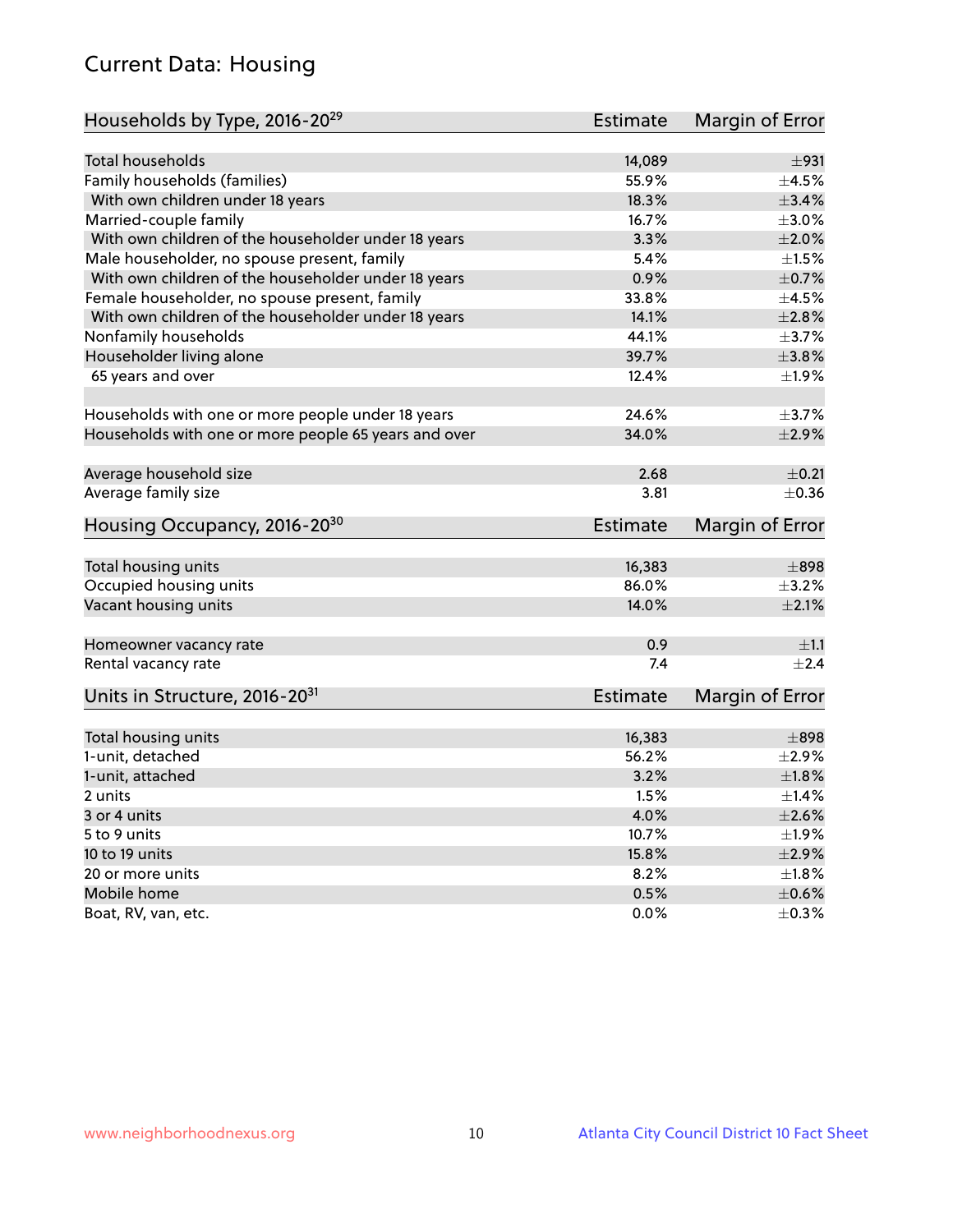# Current Data: Housing

| Households by Type, 2016-20[29] | Estimate | Margin of Error |
|---|---|---|
| Total households | 14,089 | ±931 |
| Family households (families) | 55.9% | ±4.5% |
| With own children under 18 years | 18.3% | ±3.4% |
| Married-couple family | 16.7% | ±3.0% |
| With own children of the householder under 18 years | 3.3% | ±2.0% |
| Male householder, no spouse present, family | 5.4% | ±1.5% |
| With own children of the householder under 18 years | 0.9% | ±0.7% |
| Female householder, no spouse present, family | 33.8% | ±4.5% |
| With own children of the householder under 18 years | 14.1% | ±2.8% |
| Nonfamily households | 44.1% | ±3.7% |
| Householder living alone | 39.7% | ±3.8% |
| 65 years and over | 12.4% | ±1.9% |
| Households with one or more people under 18 years | 24.6% | ±3.7% |
| Households with one or more people 65 years and over | 34.0% | ±2.9% |
| Average household size | 2.68 | ±0.21 |
| Average family size | 3.81 | ±0.36 |

| Housing Occupancy, 2016-20[30] | Estimate | Margin of Error |
|---|---|---|
| Total housing units | 16,383 | ±898 |
| Occupied housing units | 86.0% | ±3.2% |
| Vacant housing units | 14.0% | ±2.1% |
| Homeowner vacancy rate | 0.9 | ±1.1 |
| Rental vacancy rate | 7.4 | ±2.4 |

| Units in Structure, 2016-20[31] | Estimate | Margin of Error |
|---|---|---|
| Total housing units | 16,383 | ±898 |
| 1-unit, detached | 56.2% | ±2.9% |
| 1-unit, attached | 3.2% | ±1.8% |
| 2 units | 1.5% | ±1.4% |
| 3 or 4 units | 4.0% | ±2.6% |
| 5 to 9 units | 10.7% | ±1.9% |
| 10 to 19 units | 15.8% | ±2.9% |
| 20 or more units | 8.2% | ±1.8% |
| Mobile home | 0.5% | ±0.6% |
| Boat, RV, van, etc. | 0.0% | ±0.3% |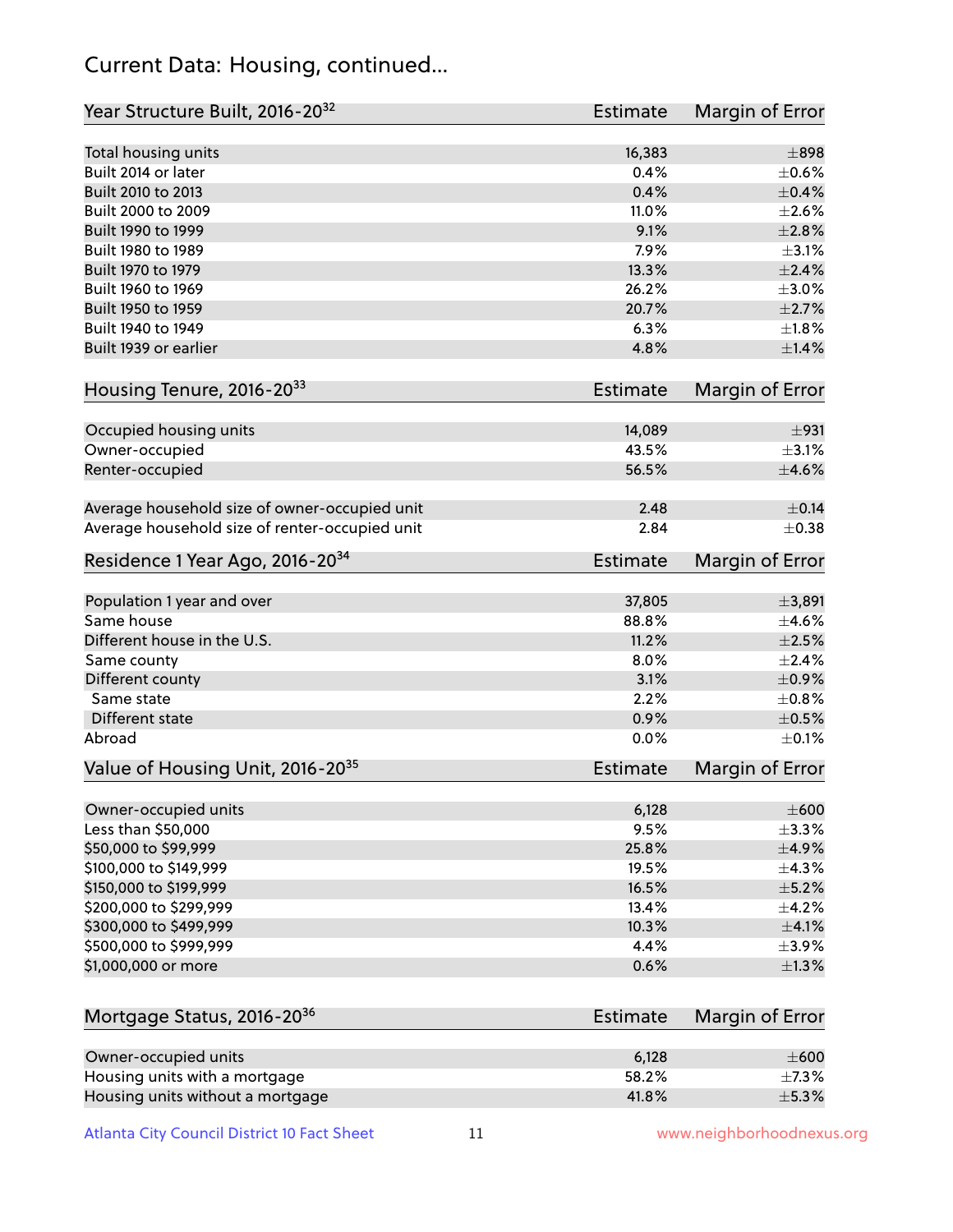## Current Data: Housing, continued...

| Year Structure Built, 2016-20[32] | Estimate | Margin of Error |
|---|---|---|
| Total housing units | 16,383 | ±898 |
| Built 2014 or later | 0.4% | ±0.6% |
| Built 2010 to 2013 | 0.4% | ±0.4% |
| Built 2000 to 2009 | 11.0% | ±2.6% |
| Built 1990 to 1999 | 9.1% | ±2.8% |
| Built 1980 to 1989 | 7.9% | ±3.1% |
| Built 1970 to 1979 | 13.3% | ±2.4% |
| Built 1960 to 1969 | 26.2% | ±3.0% |
| Built 1950 to 1959 | 20.7% | ±2.7% |
| Built 1940 to 1949 | 6.3% | ±1.8% |
| Built 1939 or earlier | 4.8% | ±1.4% |

| Housing Tenure, 2016-20[33] | Estimate | Margin of Error |
|---|---|---|
| Occupied housing units | 14,089 | ±931 |
| Owner-occupied | 43.5% | ±3.1% |
| Renter-occupied | 56.5% | ±4.6% |
| | | |
| Average household size of owner-occupied unit | 2.48 | ±0.14 |
| Average household size of renter-occupied unit | 2.84 | ±0.38 |

| Residence 1 Year Ago, 2016-20[34] | Estimate | Margin of Error |
|---|---|---|
| Population 1 year and over | 37,805 | ±3,891 |
| Same house | 88.8% | ±4.6% |
| Different house in the U.S. | 11.2% | ±2.5% |
| Same county | 8.0% | ±2.4% |
| Different county | 3.1% | ±0.9% |
| Same state | 2.2% | ±0.8% |
| Different state | 0.9% | ±0.5% |
| Abroad | 0.0% | ±0.1% |

| Value of Housing Unit, 2016-20[35] | Estimate | Margin of Error |
|---|---|---|
| Owner-occupied units | 6,128 | ±600 |
| Less than $50,000 | 9.5% | ±3.3% |
| $50,000 to $99,999 | 25.8% | ±4.9% |
| $100,000 to $149,999 | 19.5% | ±4.3% |
| $150,000 to $199,999 | 16.5% | ±5.2% |
| $200,000 to $299,999 | 13.4% | ±4.2% |
| $300,000 to $499,999 | 10.3% | ±4.1% |
| $500,000 to $999,999 | 4.4% | ±3.9% |
| $1,000,000 or more | 0.6% | ±1.3% |

| Mortgage Status, 2016-20[36] | Estimate | Margin of Error |
|---|---|---|
| Owner-occupied units | 6,128 | ±600 |
| Housing units with a mortgage | 58.2% | ±7.3% |
| Housing units without a mortgage | 41.8% | ±5.3% |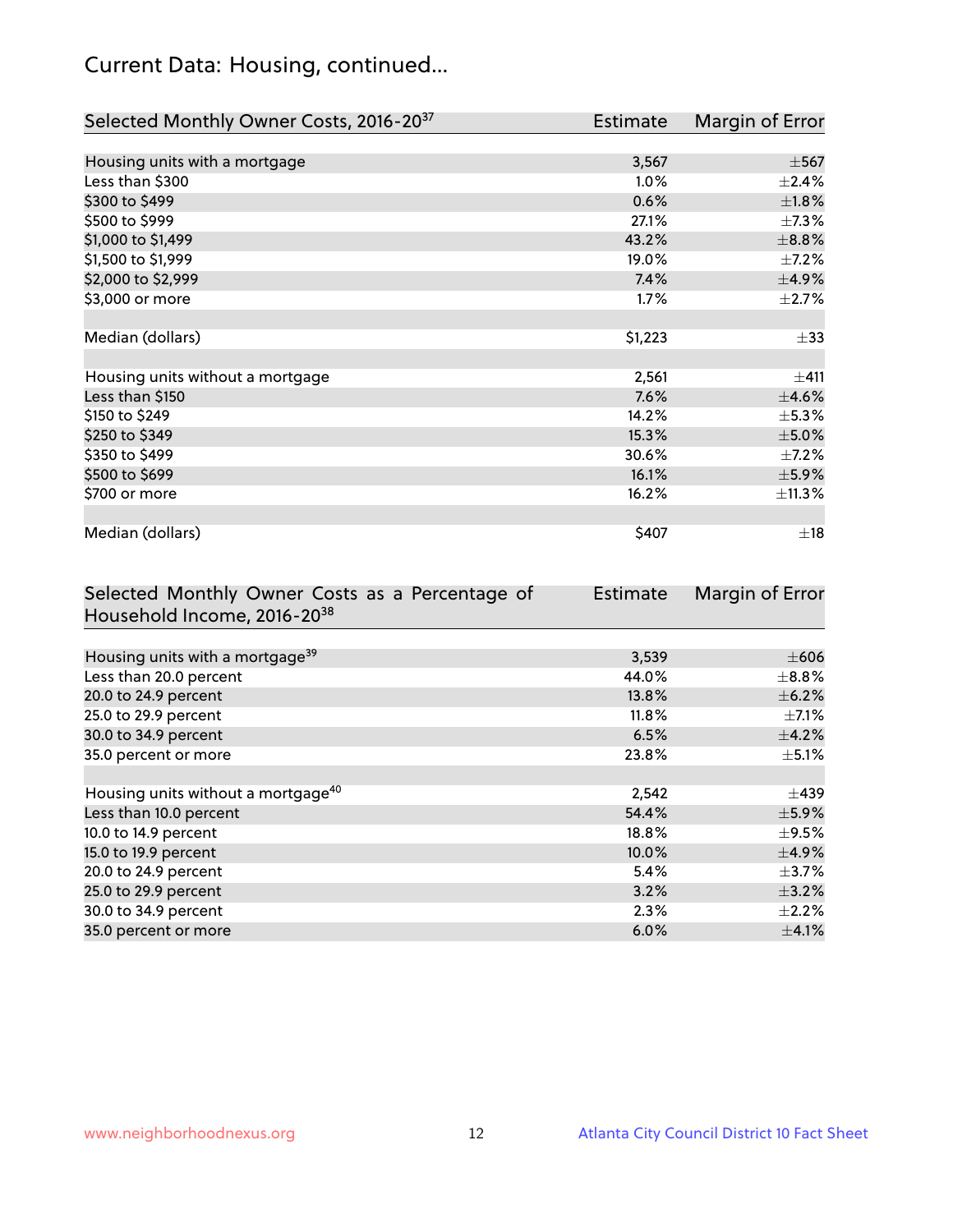## Current Data: Housing, continued...

| Selected Monthly Owner Costs, 2016-20[37] | Estimate | Margin of Error |
|---|---|---|
| Housing units with a mortgage | 3,567 | ±567 |
| Less than $300 | 1.0% | ±2.4% |
| $300 to $499 | 0.6% | ±1.8% |
| $500 to $999 | 27.1% | ±7.3% |
| $1,000 to $1,499 | 43.2% | ±8.8% |
| $1,500 to $1,999 | 19.0% | ±7.2% |
| $2,000 to $2,999 | 7.4% | ±4.9% |
| $3,000 or more | 1.7% | ±2.7% |
| | | |
| Median (dollars) | $1,223 | ±33 |
| | | |
| Housing units without a mortgage | 2,561 | ±411 |
| Less than $150 | 7.6% | ±4.6% |
| $150 to $249 | 14.2% | ±5.3% |
| $250 to $349 | 15.3% | ±5.0% |
| $350 to $499 | 30.6% | ±7.2% |
| $500 to $699 | 16.1% | ±5.9% |
| $700 or more | 16.2% | ±11.3% |
| | | |
| Median (dollars) | $407 | ±18 |

| Selected Monthly Owner Costs as a Percentage of Household Income, 2016-20[38] | Estimate | Margin of Error |
|---|---|---|
| Housing units with a mortgage[39] | 3,539 | ±606 |
| Less than 20.0 percent | 44.0% | ±8.8% |
| 20.0 to 24.9 percent | 13.8% | ±6.2% |
| 25.0 to 29.9 percent | 11.8% | ±7.1% |
| 30.0 to 34.9 percent | 6.5% | ±4.2% |
| 35.0 percent or more | 23.8% | ±5.1% |
| | | |
| Housing units without a mortgage[40] | 2,542 | ±439 |
| Less than 10.0 percent | 54.4% | ±5.9% |
| 10.0 to 14.9 percent | 18.8% | ±9.5% |
| 15.0 to 19.9 percent | 10.0% | ±4.9% |
| 20.0 to 24.9 percent | 5.4% | ±3.7% |
| 25.0 to 29.9 percent | 3.2% | ±3.2% |
| 30.0 to 34.9 percent | 2.3% | ±2.2% |
| 35.0 percent or more | 6.0% | ±4.1% |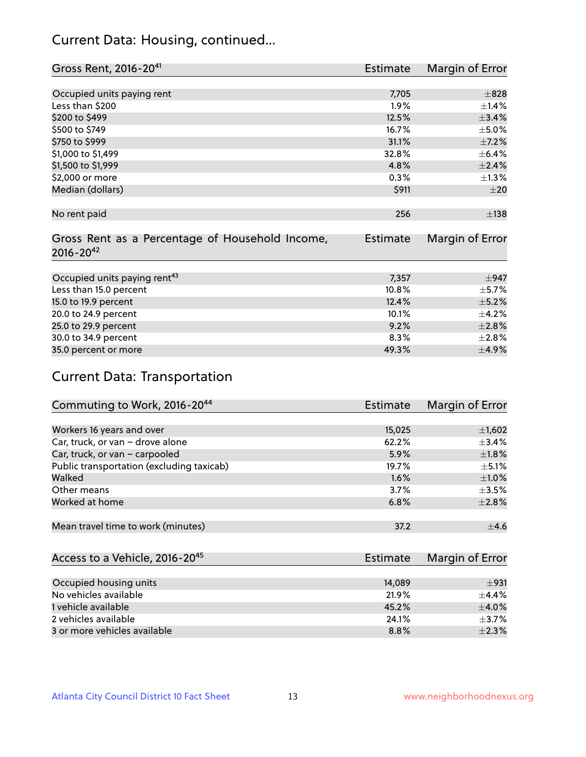## Current Data: Housing, continued...

| Gross Rent, 2016-20[41] | Estimate | Margin of Error |
|---|---|---|
| Occupied units paying rent | 7,705 | ±828 |
| Less than $200 | 1.9% | ±1.4% |
| $200 to $499 | 12.5% | ±3.4% |
| $500 to $749 | 16.7% | ±5.0% |
| $750 to $999 | 31.1% | ±7.2% |
| $1,000 to $1,499 | 32.8% | ±6.4% |
| $1,500 to $1,999 | 4.8% | ±2.4% |
| $2,000 or more | 0.3% | ±1.3% |
| Median (dollars) | $911 | ±20 |
| No rent paid | 256 | ±138 |

| Gross Rent as a Percentage of Household Income, 2016-20[42] | Estimate | Margin of Error |
|---|---|---|
| Occupied units paying rent[43] | 7,357 | ±947 |
| Less than 15.0 percent | 10.8% | ±5.7% |
| 15.0 to 19.9 percent | 12.4% | ±5.2% |
| 20.0 to 24.9 percent | 10.1% | ±4.2% |
| 25.0 to 29.9 percent | 9.2% | ±2.8% |
| 30.0 to 34.9 percent | 8.3% | ±2.8% |
| 35.0 percent or more | 49.3% | ±4.9% |

## Current Data: Transportation

| Commuting to Work, 2016-20[44] | Estimate | Margin of Error |
|---|---|---|
| Workers 16 years and over | 15,025 | ±1,602 |
| Car, truck, or van – drove alone | 62.2% | ±3.4% |
| Car, truck, or van – carpooled | 5.9% | ±1.8% |
| Public transportation (excluding taxicab) | 19.7% | ±5.1% |
| Walked | 1.6% | ±1.0% |
| Other means | 3.7% | ±3.5% |
| Worked at home | 6.8% | ±2.8% |
| Mean travel time to work (minutes) | 37.2 | ±4.6 |

| Access to a Vehicle, 2016-20[45] | Estimate | Margin of Error |
|---|---|---|
| Occupied housing units | 14,089 | ±931 |
| No vehicles available | 21.9% | ±4.4% |
| 1 vehicle available | 45.2% | ±4.0% |
| 2 vehicles available | 24.1% | ±3.7% |
| 3 or more vehicles available | 8.8% | ±2.3% |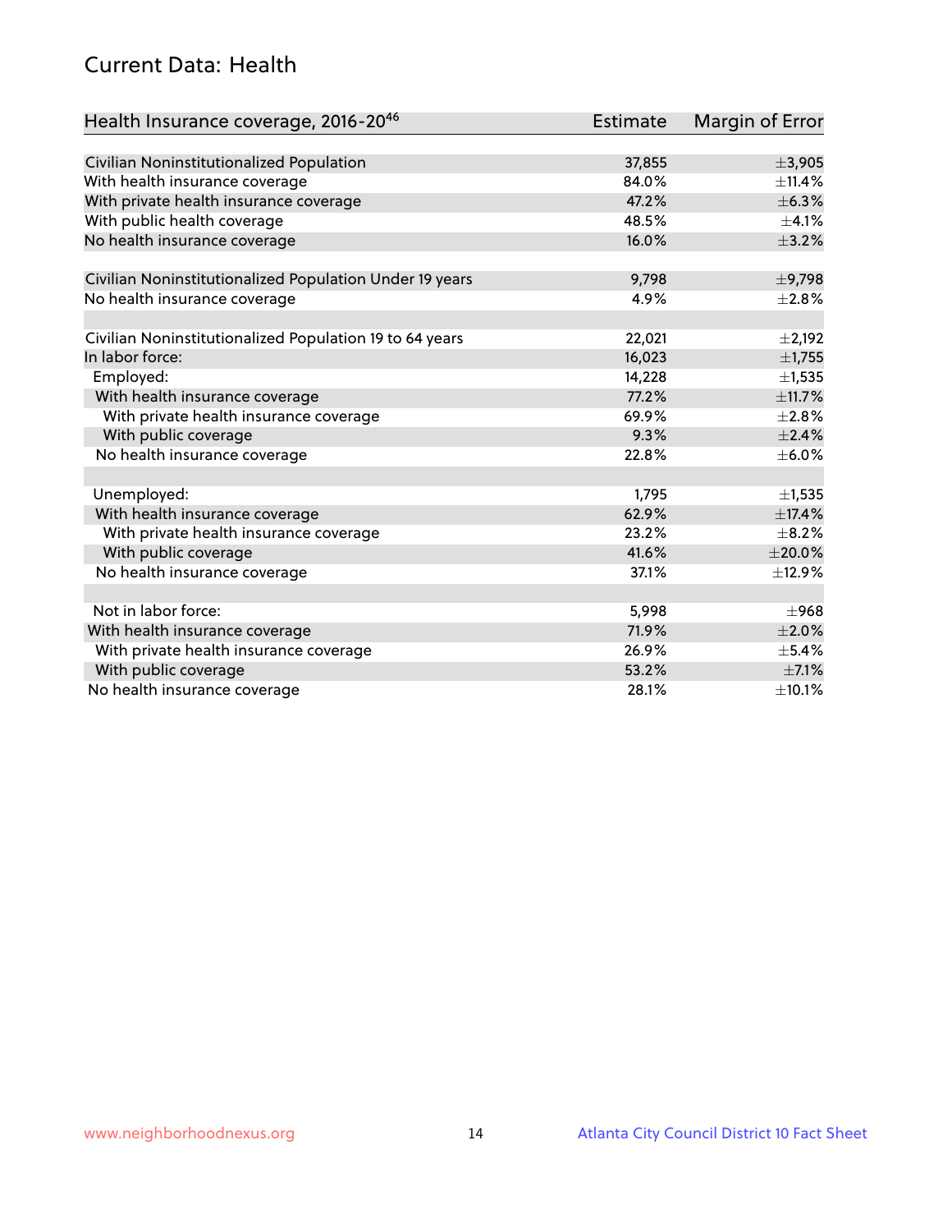## Current Data: Health

| Health Insurance coverage, 2016-20[46] | Estimate | Margin of Error |
|---|---|---|
| Civilian Noninstitutionalized Population | 37,855 | ±3,905 |
| With health insurance coverage | 84.0% | ±11.4% |
| With private health insurance coverage | 47.2% | ±6.3% |
| With public health coverage | 48.5% | ±4.1% |
| No health insurance coverage | 16.0% | ±3.2% |
| | | |
| Civilian Noninstitutionalized Population Under 19 years | 9,798 | ±9,798 |
| No health insurance coverage | 4.9% | ±2.8% |
| | | |
| Civilian Noninstitutionalized Population 19 to 64 years | 22,021 | ±2,192 |
| In labor force: | 16,023 | ±1,755 |
| Employed: | 14,228 | ±1,535 |
| With health insurance coverage | 77.2% | ±11.7% |
| With private health insurance coverage | 69.9% | ±2.8% |
| With public coverage | 9.3% | ±2.4% |
| No health insurance coverage | 22.8% | ±6.0% |
| | | |
| Unemployed: | 1,795 | ±1,535 |
| With health insurance coverage | 62.9% | ±17.4% |
| With private health insurance coverage | 23.2% | ±8.2% |
| With public coverage | 41.6% | ±20.0% |
| No health insurance coverage | 37.1% | ±12.9% |
| | | |
| Not in labor force: | 5,998 | ±968 |
| With health insurance coverage | 71.9% | ±2.0% |
| With private health insurance coverage | 26.9% | ±5.4% |
| With public coverage | 53.2% | ±7.1% |
| No health insurance coverage | 28.1% | ±10.1% |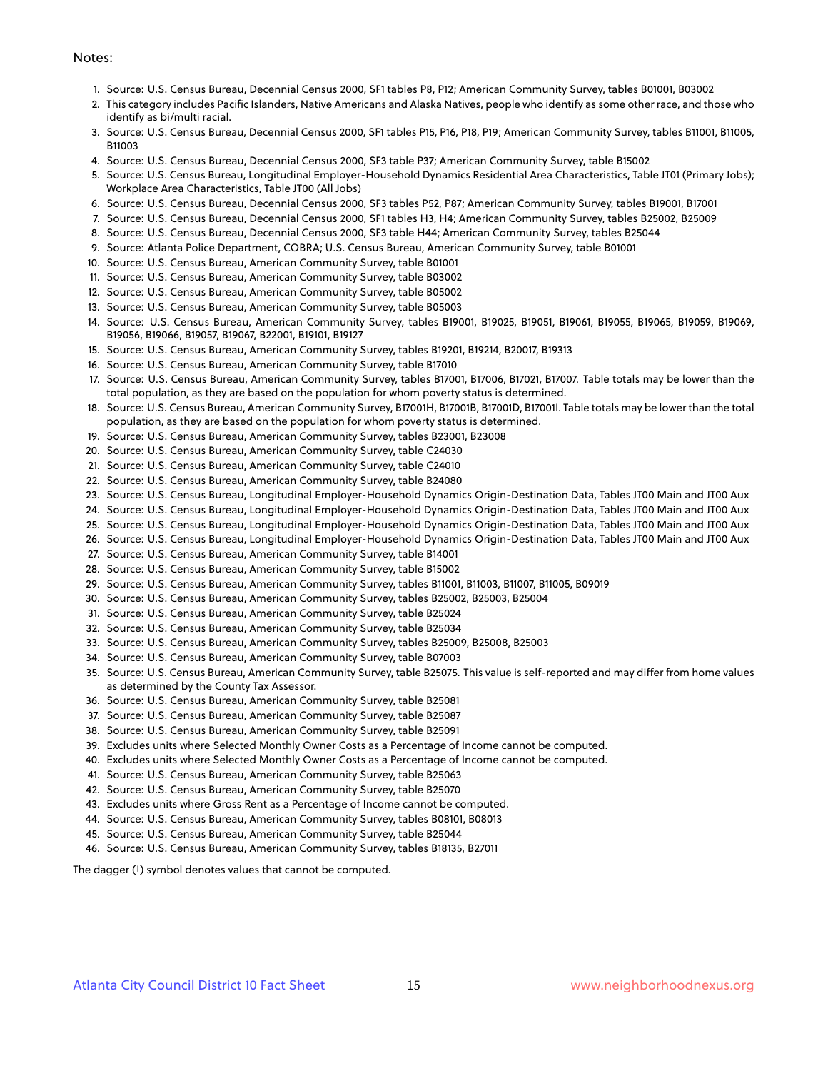Notes:

1. Source: U.S. Census Bureau, Decennial Census 2000, SF1 tables P8, P12; American Community Survey, tables B01001, B03002
2. This category includes Pacific Islanders, Native Americans and Alaska Natives, people who identify as some other race, and those who identify as bi/multi racial.
3. Source: U.S. Census Bureau, Decennial Census 2000, SF1 tables P15, P16, P18, P19; American Community Survey, tables B11001, B11005, B11003
4. Source: U.S. Census Bureau, Decennial Census 2000, SF3 table P37; American Community Survey, table B15002
5. Source: U.S. Census Bureau, Longitudinal Employer-Household Dynamics Residential Area Characteristics, Table JT01 (Primary Jobs); Workplace Area Characteristics, Table JT00 (All Jobs)
6. Source: U.S. Census Bureau, Decennial Census 2000, SF3 tables P52, P87; American Community Survey, tables B19001, B17001
7. Source: U.S. Census Bureau, Decennial Census 2000, SF1 tables H3, H4; American Community Survey, tables B25002, B25009
8. Source: U.S. Census Bureau, Decennial Census 2000, SF3 table H44; American Community Survey, tables B25044
9. Source: Atlanta Police Department, COBRA; U.S. Census Bureau, American Community Survey, table B01001
10. Source: U.S. Census Bureau, American Community Survey, table B01001
11. Source: U.S. Census Bureau, American Community Survey, table B03002
12. Source: U.S. Census Bureau, American Community Survey, table B05002
13. Source: U.S. Census Bureau, American Community Survey, table B05003
14. Source: U.S. Census Bureau, American Community Survey, tables B19001, B19025, B19051, B19061, B19055, B19065, B19059, B19069, B19056, B19066, B19057, B19067, B22001, B19101, B19127
15. Source: U.S. Census Bureau, American Community Survey, tables B19201, B19214, B20017, B19313
16. Source: U.S. Census Bureau, American Community Survey, table B17010
17. Source: U.S. Census Bureau, American Community Survey, tables B17001, B17006, B17021, B17007. Table totals may be lower than the total population, as they are based on the population for whom poverty status is determined.
18. Source: U.S. Census Bureau, American Community Survey, B17001H, B17001B, B17001D, B17001I. Table totals may be lower than the total population, as they are based on the population for whom poverty status is determined.
19. Source: U.S. Census Bureau, American Community Survey, tables B23001, B23008
20. Source: U.S. Census Bureau, American Community Survey, table C24030
21. Source: U.S. Census Bureau, American Community Survey, table C24010
22. Source: U.S. Census Bureau, American Community Survey, table B24080
23. Source: U.S. Census Bureau, Longitudinal Employer-Household Dynamics Origin-Destination Data, Tables JT00 Main and JT00 Aux
24. Source: U.S. Census Bureau, Longitudinal Employer-Household Dynamics Origin-Destination Data, Tables JT00 Main and JT00 Aux
25. Source: U.S. Census Bureau, Longitudinal Employer-Household Dynamics Origin-Destination Data, Tables JT00 Main and JT00 Aux
26. Source: U.S. Census Bureau, Longitudinal Employer-Household Dynamics Origin-Destination Data, Tables JT00 Main and JT00 Aux
27. Source: U.S. Census Bureau, American Community Survey, table B14001
28. Source: U.S. Census Bureau, American Community Survey, table B15002
29. Source: U.S. Census Bureau, American Community Survey, tables B11001, B11003, B11007, B11005, B09019
30. Source: U.S. Census Bureau, American Community Survey, tables B25002, B25003, B25004
31. Source: U.S. Census Bureau, American Community Survey, table B25024
32. Source: U.S. Census Bureau, American Community Survey, table B25034
33. Source: U.S. Census Bureau, American Community Survey, tables B25009, B25008, B25003
34. Source: U.S. Census Bureau, American Community Survey, table B07003
35. Source: U.S. Census Bureau, American Community Survey, table B25075. This value is self-reported and may differ from home values as determined by the County Tax Assessor.
36. Source: U.S. Census Bureau, American Community Survey, table B25081
37. Source: U.S. Census Bureau, American Community Survey, table B25087
38. Source: U.S. Census Bureau, American Community Survey, table B25091
39. Excludes units where Selected Monthly Owner Costs as a Percentage of Income cannot be computed.
40. Excludes units where Selected Monthly Owner Costs as a Percentage of Income cannot be computed.
41. Source: U.S. Census Bureau, American Community Survey, table B25063
42. Source: U.S. Census Bureau, American Community Survey, table B25070
43. Excludes units where Gross Rent as a Percentage of Income cannot be computed.
44. Source: U.S. Census Bureau, American Community Survey, tables B08101, B08013
45. Source: U.S. Census Bureau, American Community Survey, table B25044
46. Source: U.S. Census Bureau, American Community Survey, tables B18135, B27011

The dagger (†) symbol denotes values that cannot be computed.